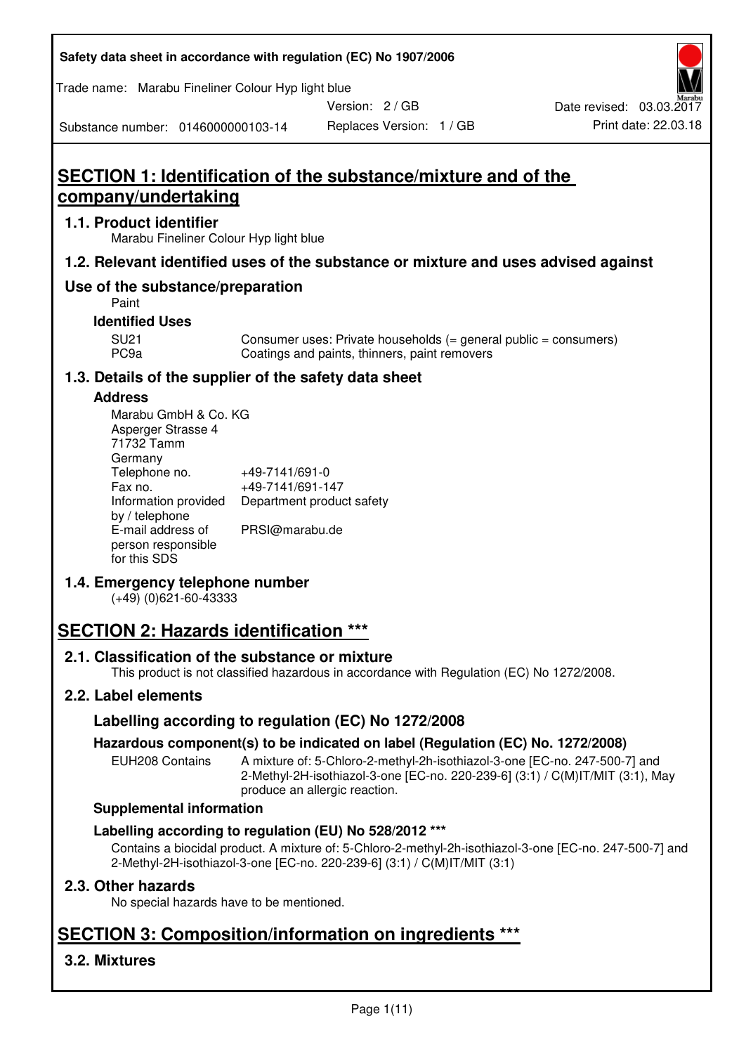# SECTION 1: Identification of the substance/mixture and of the company/undertaking

## 1.1. Product identifier

Marabu Fineliner Colour Hyp light blue

## 1.2. Relevant identified uses of the substance or mixture and uses advised against

## Use of the substance/preparation

Paint

### Identified Uses

| | |
|---|---|
| SU21 | Consumer uses: Private households (= general public = consumers) |
| PC9a | Coatings and paints, thinners, paint removers |

## 1.3. Details of the supplier of the safety data sheet

### Address

Marabu GmbH & Co. KG
Asperger Strasse 4
71732 Tamm
Germany

| | |
|---|---|
| Telephone no. | +49-7141/691-0 |
| Fax no. | +49-7141/691-147 |
| Information provided by / telephone | Department product safety |
| E-mail address of person responsible for this SDS | PRSI@marabu.de |

## 1.4. Emergency telephone number

(+49) (0)621-60-43333

# SECTION 2: Hazards identification ***

## 2.1. Classification of the substance or mixture

This product is not classified hazardous in accordance with Regulation (EC) No 1272/2008.

## 2.2. Label elements

### Labelling according to regulation (EC) No 1272/2008

#### Hazardous component(s) to be indicated on label (Regulation (EC) No. 1272/2008)

| | |
|---|---|
| EUH208 Contains | A mixture of: 5-Chloro-2-methyl-2h-isothiazol-3-one [EC-no. 247-500-7] and 2-Methyl-2H-isothiazol-3-one [EC-no. 220-239-6] (3:1) / C(M)IT/MIT (3:1), May produce an allergic reaction. |

### Supplemental information

### Labelling according to regulation (EU) No 528/2012 ***

Contains a biocidal product. A mixture of: 5-Chloro-2-methyl-2h-isothiazol-3-one [EC-no. 247-500-7] and 2-Methyl-2H-isothiazol-3-one [EC-no. 220-239-6] (3:1) / C(M)IT/MIT (3:1)

## 2.3. Other hazards

No special hazards have to be mentioned.

# SECTION 3: Composition/information on ingredients ***

## 3.2. Mixtures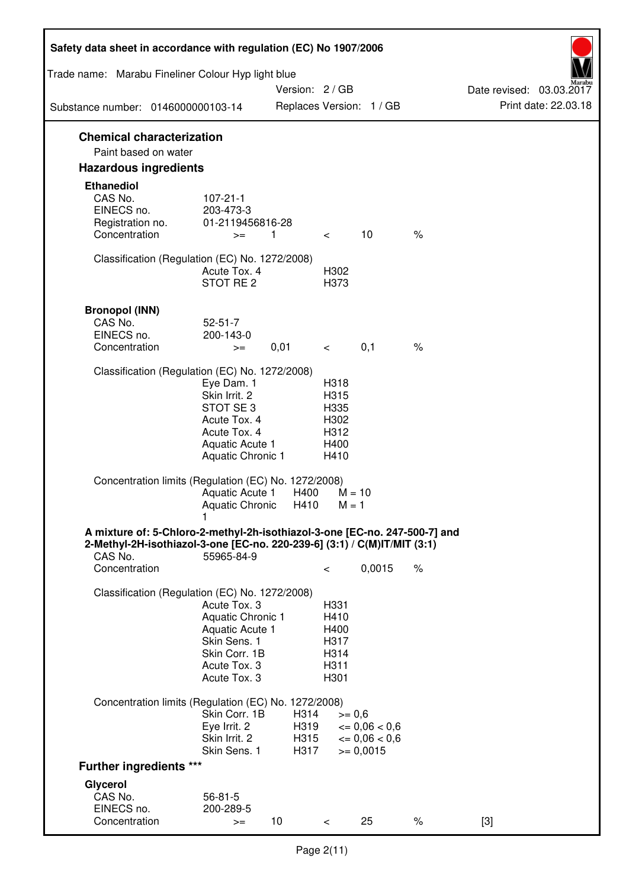## Chemical characterization

Paint based on water

## Hazardous ingredients

### Ethanediol

| | | | | | |
|---|---|---|---|---|---|
| CAS No. | 107-21-1 | | | | |
| EINECS no. | 203-473-3 | | | | |
| Registration no. | 01-2119456816-28 | | | | |
| Concentration | >= | 1 | < | 10 | % |

Classification (Regulation (EC) No. 1272/2008)

| | |
|---|---|
| Acute Tox. 4 | H302 |
| STOT RE 2 | H373 |

### Bronopol (INN)

| | | | | | |
|---|---|---|---|---|---|
| CAS No. | 52-51-7 | | | | |
| EINECS no. | 200-143-0 | | | | |
| Concentration | >= | 0,01 | < | 0,1 | % |

Classification (Regulation (EC) No. 1272/2008)

| | |
|---|---|
| Eye Dam. 1 | H318 |
| Skin Irrit. 2 | H315 |
| STOT SE 3 | H335 |
| Acute Tox. 4 | H302 |
| Acute Tox. 4 | H312 |
| Aquatic Acute 1 | H400 |
| Aquatic Chronic 1 | H410 |

Concentration limits (Regulation (EC) No. 1272/2008)

| | | |
|---|---|---|
| Aquatic Acute 1 | H400 | M = 10 |
| Aquatic Chronic 1 | H410 | M = 1 |

### A mixture of: 5-Chloro-2-methyl-2h-isothiazol-3-one [EC-no. 247-500-7] and 2-Methyl-2H-isothiazol-3-one [EC-no. 220-239-6] (3:1) / C(M)IT/MIT (3:1)

| | | | | | |
|---|---|---|---|---|---|
| CAS No. | 55965-84-9 | | | | |
| Concentration | | | < | 0,0015 | % |

Classification (Regulation (EC) No. 1272/2008)

| | |
|---|---|
| Acute Tox. 3 | H331 |
| Aquatic Chronic 1 | H410 |
| Aquatic Acute 1 | H400 |
| Skin Sens. 1 | H317 |
| Skin Corr. 1B | H314 |
| Acute Tox. 3 | H311 |
| Acute Tox. 3 | H301 |

Concentration limits (Regulation (EC) No. 1272/2008)

| | | |
|---|---|---|
| Skin Corr. 1B | H314 | >= 0,6 |
| Eye Irrit. 2 | H319 | <= 0,06 < 0,6 |
| Skin Irrit. 2 | H315 | <= 0,06 < 0,6 |
| Skin Sens. 1 | H317 | >= 0,0015 |

## Further ingredients ***

### Glycerol

| | | | | | | |
|---|---|---|---|---|---|---|
| CAS No. | 56-81-5 | | | | | |
| EINECS no. | 200-289-5 | | | | | |
| Concentration | >= | 10 | < | 25 | % | [3] |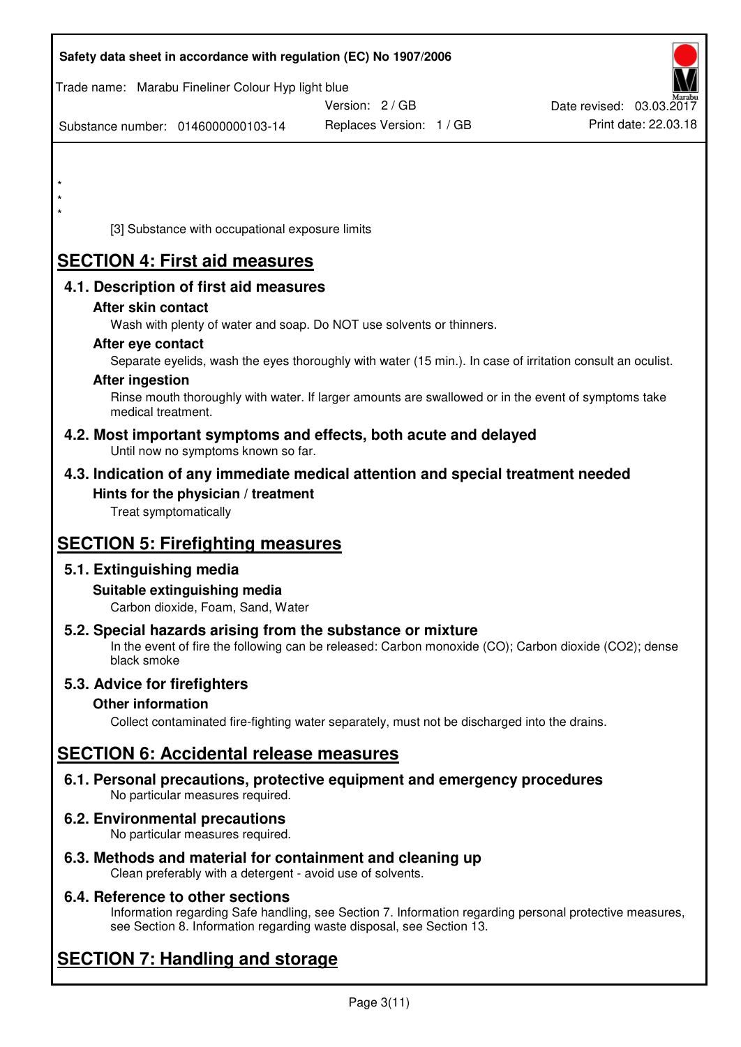*
*
*

[3] Substance with occupational exposure limits

# SECTION 4: First aid measures

## 4.1. Description of first aid measures

### After skin contact

Wash with plenty of water and soap. Do NOT use solvents or thinners.

### After eye contact

Separate eyelids, wash the eyes thoroughly with water (15 min.). In case of irritation consult an oculist.

### After ingestion

Rinse mouth thoroughly with water. If larger amounts are swallowed or in the event of symptoms take medical treatment.

## 4.2. Most important symptoms and effects, both acute and delayed

Until now no symptoms known so far.

## 4.3. Indication of any immediate medical attention and special treatment needed

### Hints for the physician / treatment

Treat symptomatically

# SECTION 5: Firefighting measures

## 5.1. Extinguishing media

### Suitable extinguishing media

Carbon dioxide, Foam, Sand, Water

## 5.2. Special hazards arising from the substance or mixture

In the event of fire the following can be released: Carbon monoxide (CO); Carbon dioxide ($CO_2$); dense black smoke

## 5.3. Advice for firefighters

### Other information

Collect contaminated fire-fighting water separately, must not be discharged into the drains.

# SECTION 6: Accidental release measures

## 6.1. Personal precautions, protective equipment and emergency procedures

No particular measures required.

## 6.2. Environmental precautions

No particular measures required.

## 6.3. Methods and material for containment and cleaning up

Clean preferably with a detergent - avoid use of solvents.

## 6.4. Reference to other sections

Information regarding Safe handling, see Section 7. Information regarding personal protective measures, see Section 8. Information regarding waste disposal, see Section 13.

# SECTION 7: Handling and storage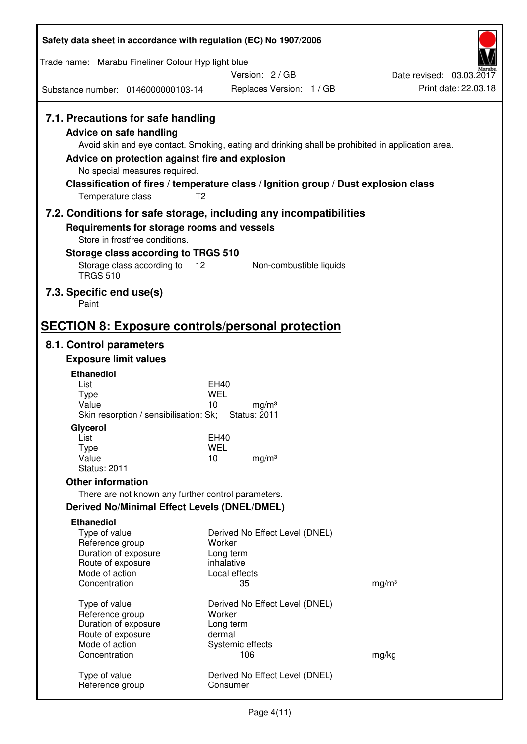## 7.1. Precautions for safe handling

### Advice on safe handling

Avoid skin and eye contact. Smoking, eating and drinking shall be prohibited in application area.

### Advice on protection against fire and explosion

No special measures required.

### Classification of fires / temperature class / Ignition group / Dust explosion class

Temperature class T2

## 7.2. Conditions for safe storage, including any incompatibilities

### Requirements for storage rooms and vessels

Store in frostfree conditions.

### Storage class according to TRGS 510

| Storage class according to TRGS 510 | 12 | Non-combustible liquids |
|---|---|---|

## 7.3. Specific end use(s)

Paint

# SECTION 8: Exposure controls/personal protection

## 8.1. Control parameters

### Exposure limit values

**Ethanediol**

| | | |
|---|---|---|
| List | EH40 | |
| Type | WEL | |
| Value | 10 | mg/m³ |
| Skin resorption / sensibilisation: Sk; | Status: 2011 | |

**Glycerol**

| | | |
|---|---|---|
| List | EH40 | |
| Type | WEL | |
| Value | 10 | mg/m³ |
| Status: 2011 | | |

### Other information

There are not known any further control parameters.

### Derived No/Minimal Effect Levels (DNEL/DMEL)

**Ethanediol**

| | | |
|---|---|---|
| Type of value | Derived No Effect Level (DNEL) | |
| Reference group | Worker | |
| Duration of exposure | Long term | |
| Route of exposure | inhalative | |
| Mode of action | Local effects | |
| Concentration | 35 | mg/m³ |

| | | |
|---|---|---|
| Type of value | Derived No Effect Level (DNEL) | |
| Reference group | Worker | |
| Duration of exposure | Long term | |
| Route of exposure | dermal | |
| Mode of action | Systemic effects | |
| Concentration | 106 | mg/kg |

| | |
|---|---|
| Type of value | Derived No Effect Level (DNEL) |
| Reference group | Consumer |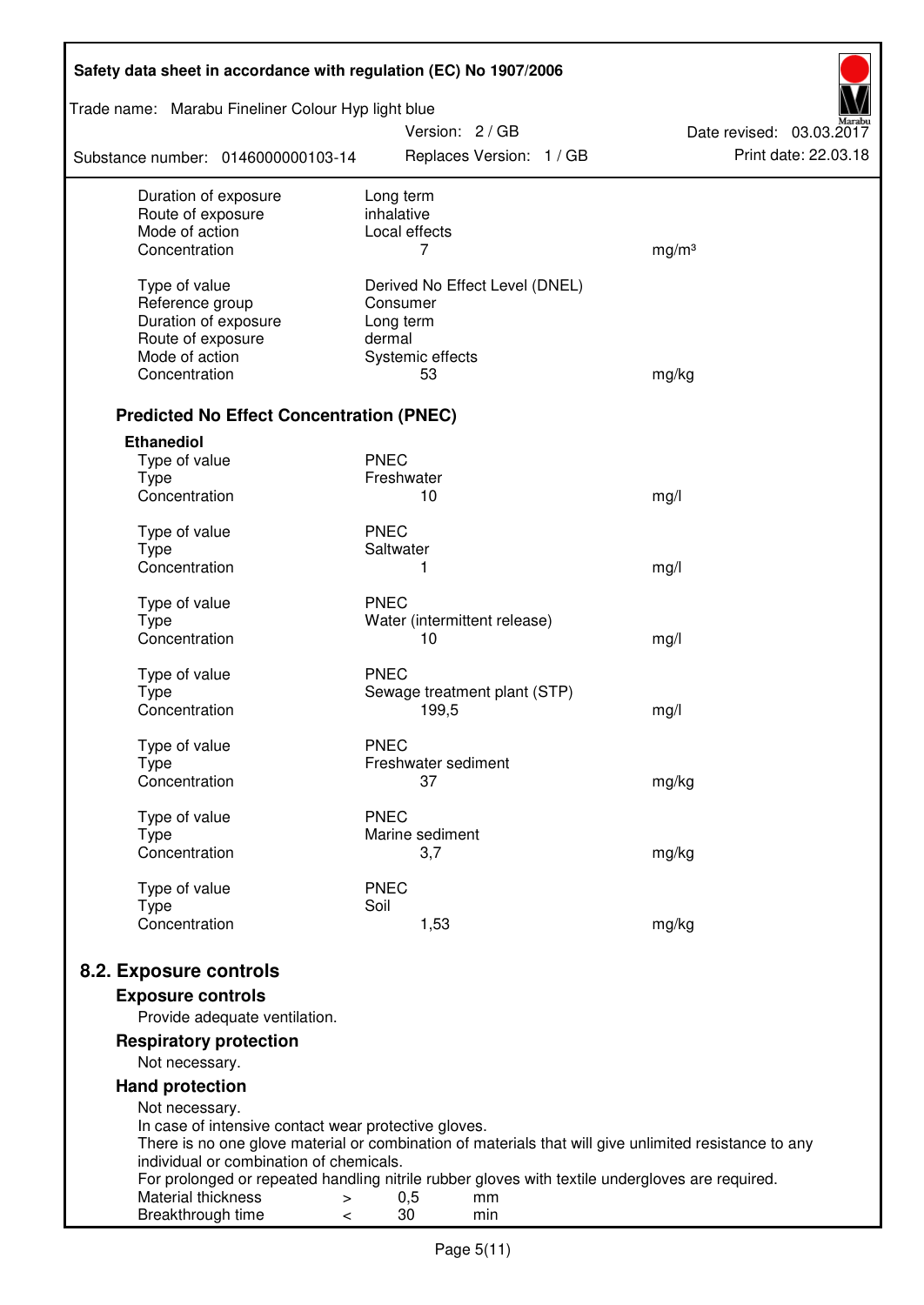| | | |
|---|---|---|
| Duration of exposure | Long term | |
| Route of exposure | inhalative | |
| Mode of action | Local effects | |
| Concentration | 7 | mg/m³ |
| | | |
| Type of value | Derived No Effect Level (DNEL) | |
| Reference group | Consumer | |
| Duration of exposure | Long term | |
| Route of exposure | dermal | |
| Mode of action | Systemic effects | |
| Concentration | 53 | mg/kg |

### Predicted No Effect Concentration (PNEC)

**Ethanediol**

| | | |
|---|---|---|
| Type of value | PNEC | |
| Type | Freshwater | |
| Concentration | 10 | mg/l |
| | | |
| Type of value | PNEC | |
| Type | Saltwater | |
| Concentration | 1 | mg/l |
| | | |
| Type of value | PNEC | |
| Type | Water (intermittent release) | |
| Concentration | 10 | mg/l |
| | | |
| Type of value | PNEC | |
| Type | Sewage treatment plant (STP) | |
| Concentration | 199,5 | mg/l |
| | | |
| Type of value | PNEC | |
| Type | Freshwater sediment | |
| Concentration | 37 | mg/kg |
| | | |
| Type of value | PNEC | |
| Type | Marine sediment | |
| Concentration | 3,7 | mg/kg |
| | | |
| Type of value | PNEC | |
| Type | Soil | |
| Concentration | 1,53 | mg/kg |

## 8.2. Exposure controls

### Exposure controls

Provide adequate ventilation.

### Respiratory protection

Not necessary.

### Hand protection

Not necessary.
In case of intensive contact wear protective gloves.
There is no one glove material or combination of materials that will give unlimited resistance to any individual or combination of chemicals.
For prolonged or repeated handling nitrile rubber gloves with textile undergloves are required.

| | | | |
|---|---|---|---|
| Material thickness | > | 0,5 | mm |
| Breakthrough time | < | 30 | min |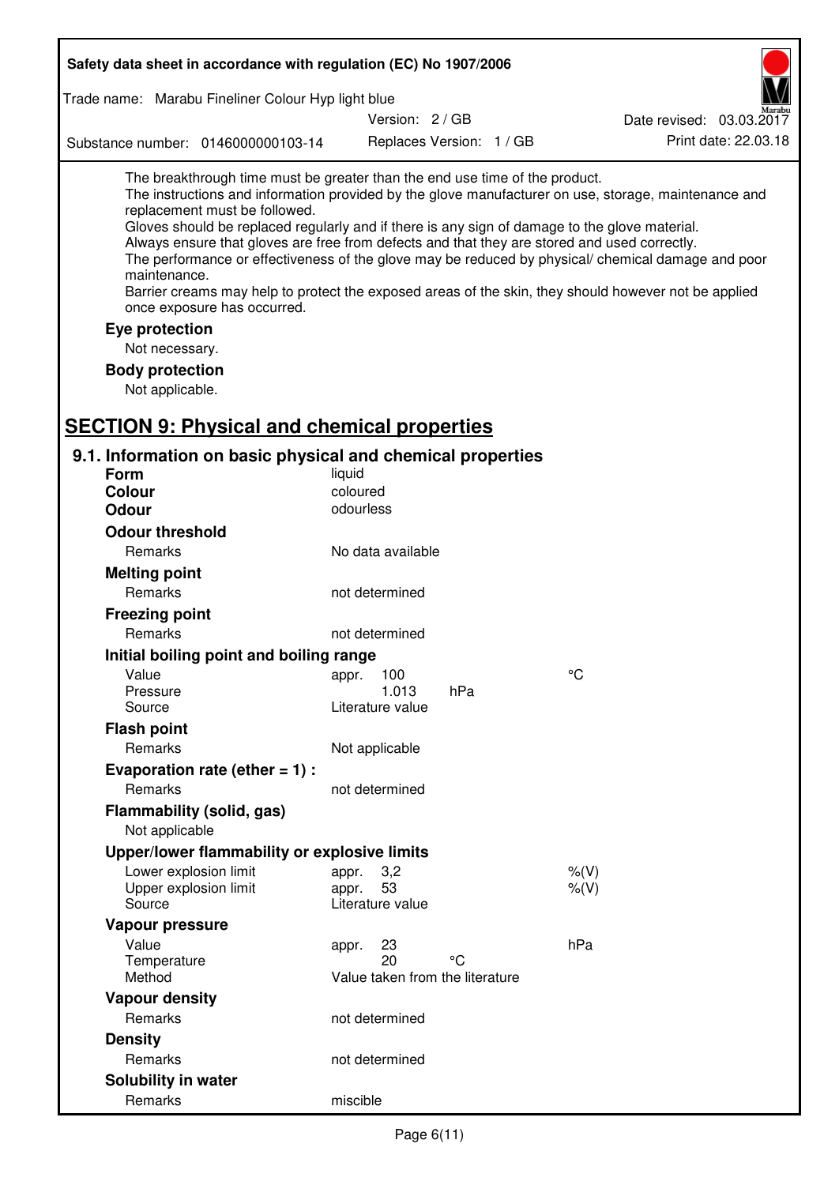The breakthrough time must be greater than the end use time of the product.
The instructions and information provided by the glove manufacturer on use, storage, maintenance and replacement must be followed.
Gloves should be replaced regularly and if there is any sign of damage to the glove material.
Always ensure that gloves are free from defects and that they are stored and used correctly.
The performance or effectiveness of the glove may be reduced by physical/ chemical damage and poor maintenance.
Barrier creams may help to protect the exposed areas of the skin, they should however not be applied once exposure has occurred.

**Eye protection**

Not necessary.

**Body protection**

Not applicable.

# SECTION 9: Physical and chemical properties

## 9.1. Information on basic physical and chemical properties

| | | |
|---|---|---|
| **Form** | liquid | |
| **Colour** | coloured | |
| **Odour** | odourless | |
| **Odour threshold** | | |
| Remarks | No data available | |
| **Melting point** | | |
| Remarks | not determined | |
| **Freezing point** | | |
| Remarks | not determined | |
| **Initial boiling point and boiling range** | | |
| Value | appr. 100 | °C |
| Pressure | 1.013 hPa | |
| Source | Literature value | |
| **Flash point** | | |
| Remarks | Not applicable | |
| **Evaporation rate (ether = 1) :** | | |
| Remarks | not determined | |
| **Flammability (solid, gas)** | | |
| Not applicable | | |
| **Upper/lower flammability or explosive limits** | | |
| Lower explosion limit | appr. 3,2 | %(V) |
| Upper explosion limit | appr. 53 | %(V) |
| Source | Literature value | |
| **Vapour pressure** | | |
| Value | appr. 23 | hPa |
| Temperature | 20 °C | |
| Method | Value taken from the literature | |
| **Vapour density** | | |
| Remarks | not determined | |
| **Density** | | |
| Remarks | not determined | |
| **Solubility in water** | | |
| Remarks | miscible | |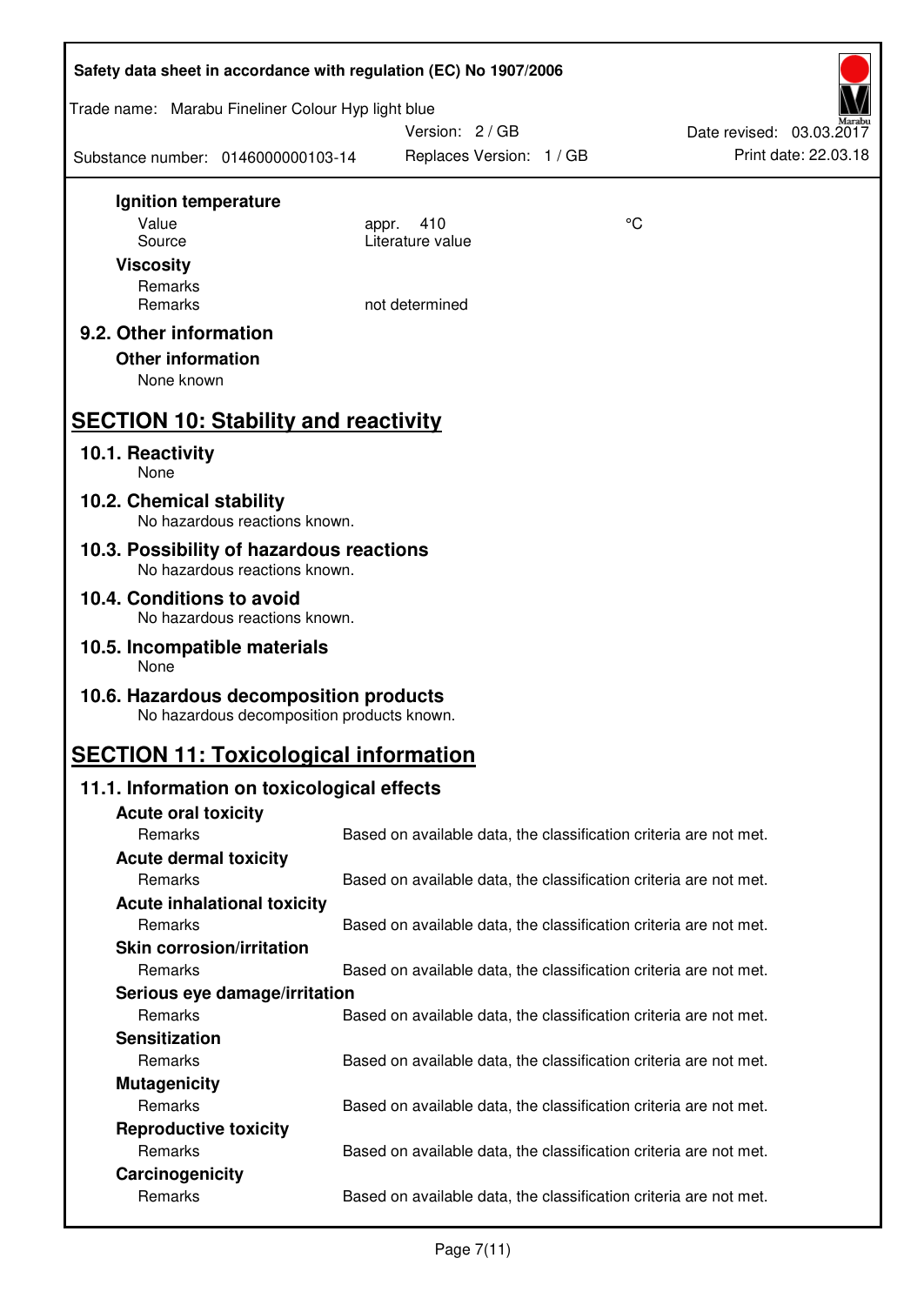**Ignition temperature**

| | | |
|---|---|---|
| Value | appr. 410 | °C |
| Source | Literature value | |

**Viscosity**

Remarks
Remarks not determined

### 9.2. Other information

**Other information**

None known

## SECTION 10: Stability and reactivity

### 10.1. Reactivity

None

### 10.2. Chemical stability

No hazardous reactions known.

### 10.3. Possibility of hazardous reactions

No hazardous reactions known.

### 10.4. Conditions to avoid

No hazardous reactions known.

### 10.5. Incompatible materials

None

### 10.6. Hazardous decomposition products

No hazardous decomposition products known.

## SECTION 11: Toxicological information

### 11.1. Information on toxicological effects

**Acute oral toxicity**

Remarks Based on available data, the classification criteria are not met.

**Acute dermal toxicity**

Remarks Based on available data, the classification criteria are not met.

**Acute inhalational toxicity**

Remarks Based on available data, the classification criteria are not met.

**Skin corrosion/irritation**

Remarks Based on available data, the classification criteria are not met.

**Serious eye damage/irritation**

Remarks Based on available data, the classification criteria are not met.

**Sensitization**

Remarks Based on available data, the classification criteria are not met.

**Mutagenicity**

Remarks Based on available data, the classification criteria are not met.

**Reproductive toxicity**

Remarks Based on available data, the classification criteria are not met.

**Carcinogenicity**

Remarks Based on available data, the classification criteria are not met.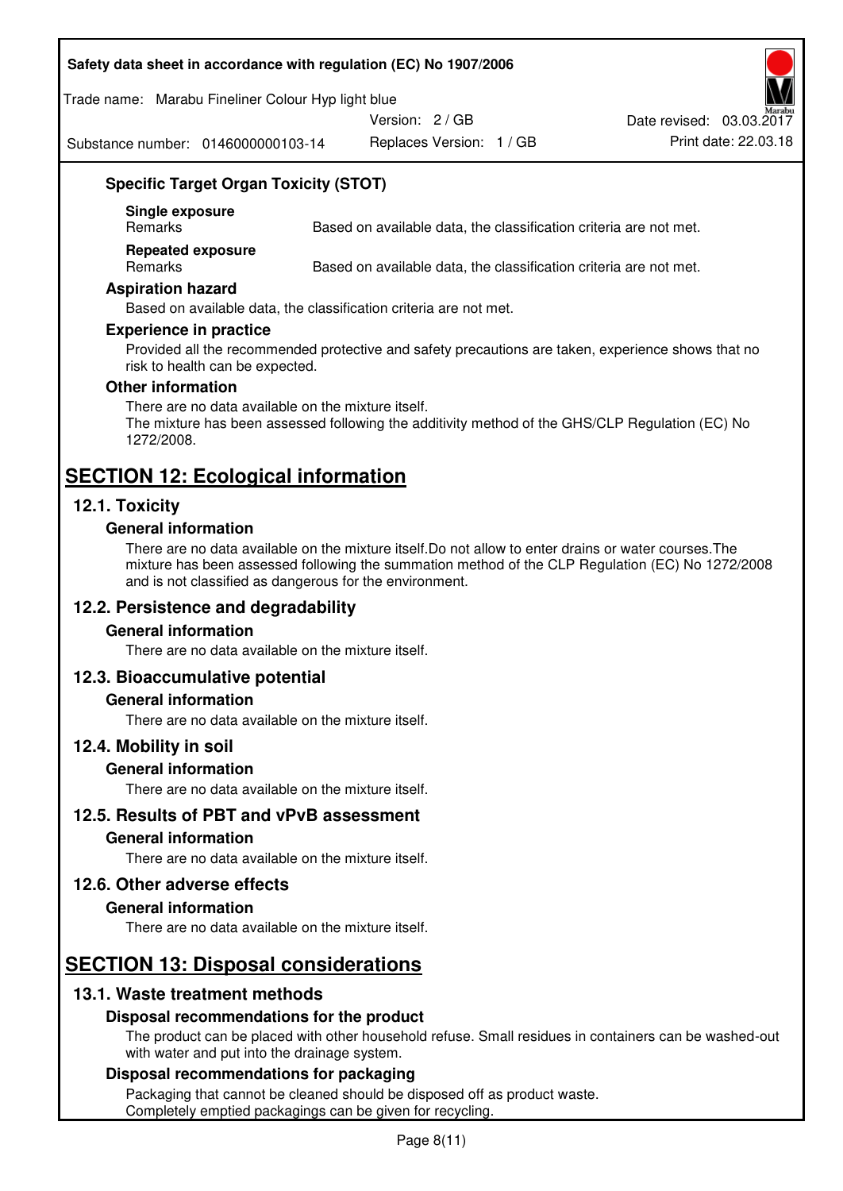### Specific Target Organ Toxicity (STOT)

**Single exposure**

| Remarks | Based on available data, the classification criteria are not met. |
|---|---|

**Repeated exposure**

| Remarks | Based on available data, the classification criteria are not met. |
|---|---|

### Aspiration hazard

Based on available data, the classification criteria are not met.

### Experience in practice

Provided all the recommended protective and safety precautions are taken, experience shows that no risk to health can be expected.

### Other information

There are no data available on the mixture itself.
The mixture has been assessed following the additivity method of the GHS/CLP Regulation (EC) No 1272/2008.

# SECTION 12: Ecological information

## 12.1. Toxicity

### General information

There are no data available on the mixture itself.Do not allow to enter drains or water courses.The mixture has been assessed following the summation method of the CLP Regulation (EC) No 1272/2008 and is not classified as dangerous for the environment.

## 12.2. Persistence and degradability

### General information

There are no data available on the mixture itself.

## 12.3. Bioaccumulative potential

### General information

There are no data available on the mixture itself.

## 12.4. Mobility in soil

### General information

There are no data available on the mixture itself.

## 12.5. Results of PBT and vPvB assessment

### General information

There are no data available on the mixture itself.

## 12.6. Other adverse effects

### General information

There are no data available on the mixture itself.

# SECTION 13: Disposal considerations

## 13.1. Waste treatment methods

### Disposal recommendations for the product

The product can be placed with other household refuse. Small residues in containers can be washed-out with water and put into the drainage system.

### Disposal recommendations for packaging

Packaging that cannot be cleaned should be disposed off as product waste.
Completely emptied packagings can be given for recycling.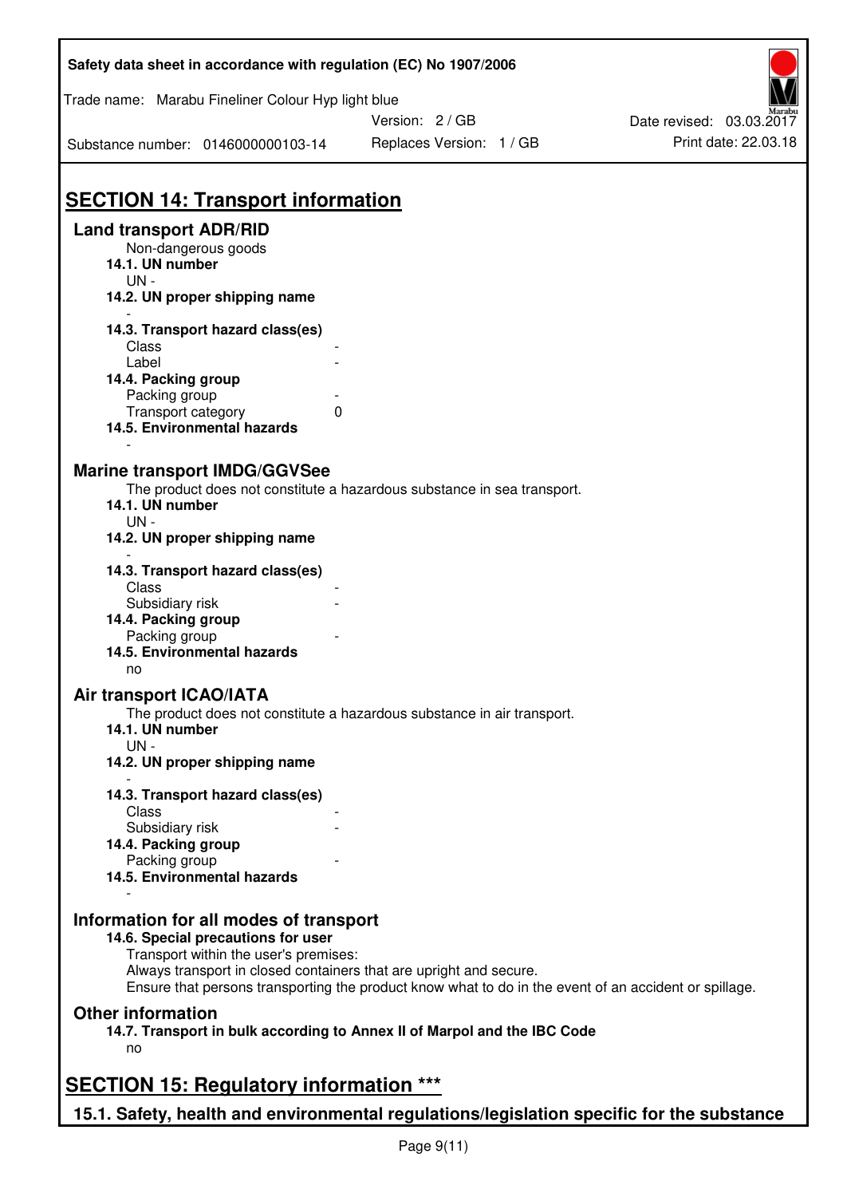## SECTION 14: Transport information

### Land transport ADR/RID

Non-dangerous goods

**14.1. UN number**

UN -

**14.2. UN proper shipping name**

-

**14.3. Transport hazard class(es)**

| | |
|---|---|
| Class | - |
| Label | - |

**14.4. Packing group**

| | |
|---|---|
| Packing group | - |
| Transport category | 0 |

**14.5. Environmental hazards**

-

### Marine transport IMDG/GGVSee

The product does not constitute a hazardous substance in sea transport.

**14.1. UN number**

UN -

**14.2. UN proper shipping name**

-

**14.3. Transport hazard class(es)**

| | |
|---|---|
| Class | - |
| Subsidiary risk | - |

**14.4. Packing group**

| | |
|---|---|
| Packing group | - |

**14.5. Environmental hazards**

no

### Air transport ICAO/IATA

The product does not constitute a hazardous substance in air transport.

**14.1. UN number**

UN -

**14.2. UN proper shipping name**

-

**14.3. Transport hazard class(es)**

| | |
|---|---|
| Class | - |
| Subsidiary risk | - |

**14.4. Packing group**

| | |
|---|---|
| Packing group | - |

**14.5. Environmental hazards**

-

### Information for all modes of transport

**14.6. Special precautions for user**

Transport within the user's premises:
Always transport in closed containers that are upright and secure.
Ensure that persons transporting the product know what to do in the event of an accident or spillage.

### Other information

**14.7. Transport in bulk according to Annex II of Marpol and the IBC Code**

no

## SECTION 15: Regulatory information ***

### 15.1. Safety, health and environmental regulations/legislation specific for the substance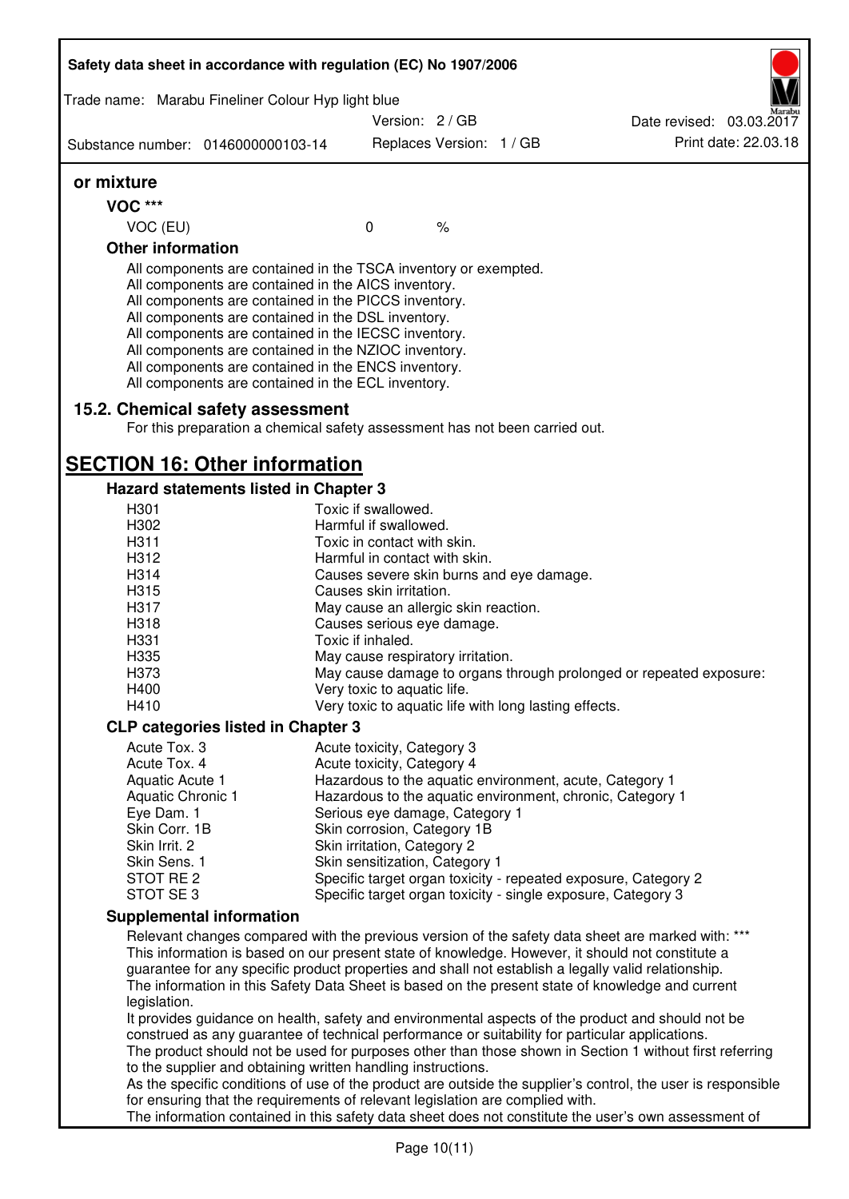### or mixture

**VOC \*\*\***

| VOC (EU) | 0 | % |
|---|---|---|

**Other information**

All components are contained in the TSCA inventory or exempted.
All components are contained in the AICS inventory.
All components are contained in the PICCS inventory.
All components are contained in the DSL inventory.
All components are contained in the IECSC inventory.
All components are contained in the NZIOC inventory.
All components are contained in the ENCS inventory.
All components are contained in the ECL inventory.

### 15.2. Chemical safety assessment

For this preparation a chemical safety assessment has not been carried out.

## SECTION 16: Other information

### Hazard statements listed in Chapter 3

| | |
|---|---|
| H301 | Toxic if swallowed. |
| H302 | Harmful if swallowed. |
| H311 | Toxic in contact with skin. |
| H312 | Harmful in contact with skin. |
| H314 | Causes severe skin burns and eye damage. |
| H315 | Causes skin irritation. |
| H317 | May cause an allergic skin reaction. |
| H318 | Causes serious eye damage. |
| H331 | Toxic if inhaled. |
| H335 | May cause respiratory irritation. |
| H373 | May cause damage to organs through prolonged or repeated exposure: |
| H400 | Very toxic to aquatic life. |
| H410 | Very toxic to aquatic life with long lasting effects. |

### CLP categories listed in Chapter 3

| | |
|---|---|
| Acute Tox. 3 | Acute toxicity, Category 3 |
| Acute Tox. 4 | Acute toxicity, Category 4 |
| Aquatic Acute 1 | Hazardous to the aquatic environment, acute, Category 1 |
| Aquatic Chronic 1 | Hazardous to the aquatic environment, chronic, Category 1 |
| Eye Dam. 1 | Serious eye damage, Category 1 |
| Skin Corr. 1B | Skin corrosion, Category 1B |
| Skin Irrit. 2 | Skin irritation, Category 2 |
| Skin Sens. 1 | Skin sensitization, Category 1 |
| STOT RE 2 | Specific target organ toxicity - repeated exposure, Category 2 |
| STOT SE 3 | Specific target organ toxicity - single exposure, Category 3 |

### Supplemental information

Relevant changes compared with the previous version of the safety data sheet are marked with: \*\*\*
This information is based on our present state of knowledge. However, it should not constitute a guarantee for any specific product properties and shall not establish a legally valid relationship.
The information in this Safety Data Sheet is based on the present state of knowledge and current legislation.
It provides guidance on health, safety and environmental aspects of the product and should not be construed as any guarantee of technical performance or suitability for particular applications.
The product should not be used for purposes other than those shown in Section 1 without first referring to the supplier and obtaining written handling instructions.
As the specific conditions of use of the product are outside the supplier's control, the user is responsible for ensuring that the requirements of relevant legislation are complied with.
The information contained in this safety data sheet does not constitute the user's own assessment of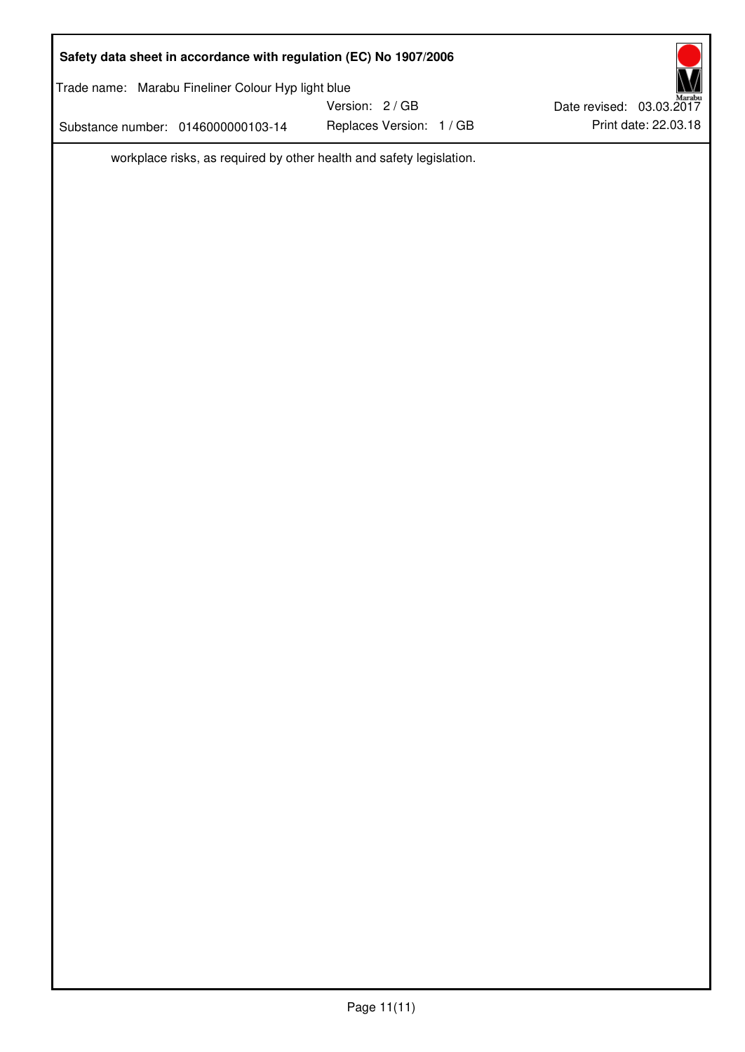workplace risks, as required by other health and safety legislation.